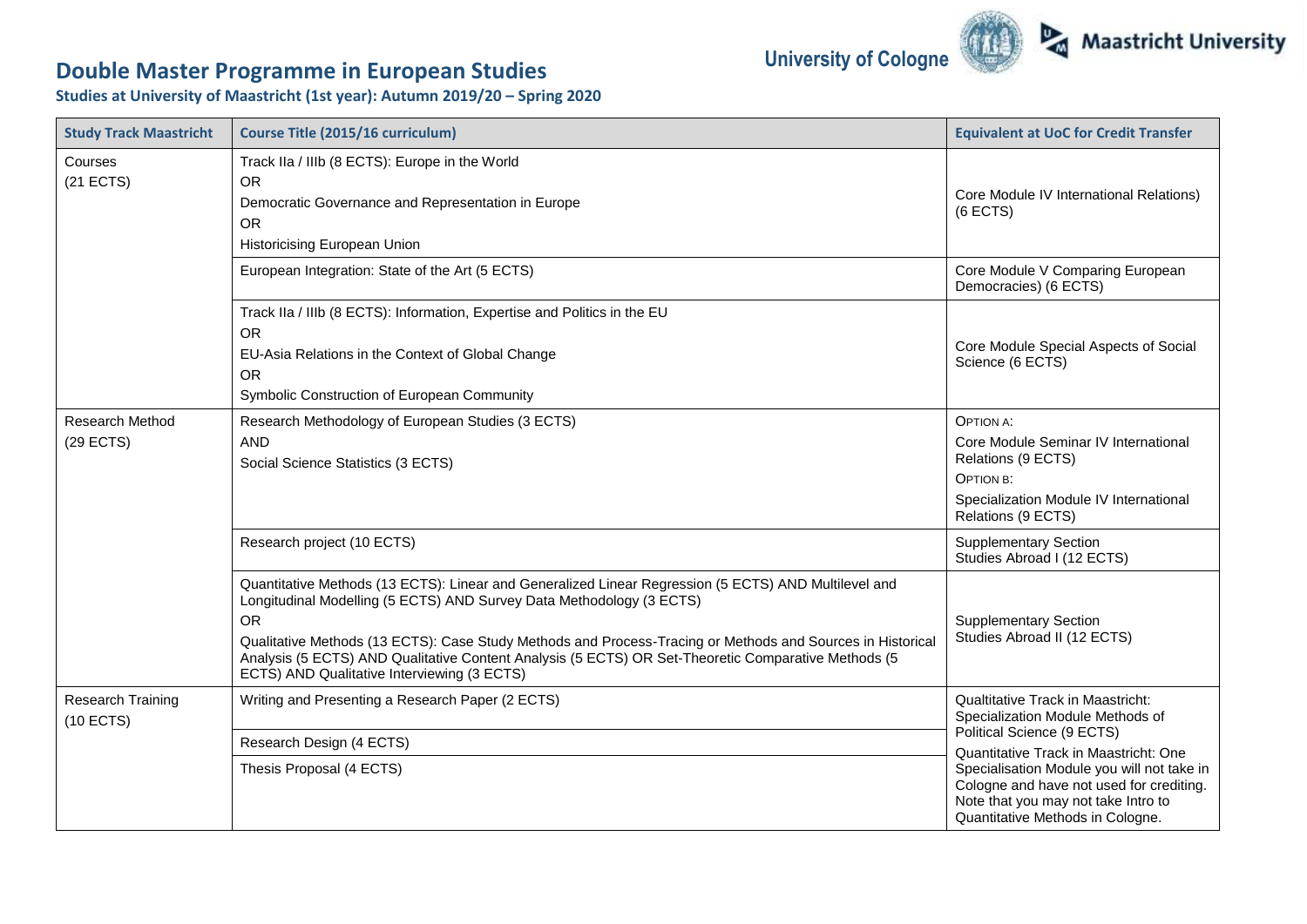# Double Master Programme in European Studies

**Studies at University of Maastricht (1st year): Autumn 2019/20 – Spring 2020**

University of Cologne | Maastricht University

| Study Track Maastricht | Course Title (2015/16 curriculum) | Equivalent at UoC for Credit Transfer |
|---|---|---|
| Courses (21 ECTS) | Track IIa / IIIb (8 ECTS): Europe in the World<br>OR<br>Democratic Governance and Representation in Europe<br>OR<br>Historicising European Union | Core Module IV International Relations) (6 ECTS) |
| | European Integration: State of the Art (5 ECTS) | Core Module V Comparing European Democracies) (6 ECTS) |
| | Track IIa / IIIb (8 ECTS): Information, Expertise and Politics in the EU<br>OR<br>EU-Asia Relations in the Context of Global Change<br>OR<br>Symbolic Construction of European Community | Core Module Special Aspects of Social Science (6 ECTS) |
| Research Method (29 ECTS) | Research Methodology of European Studies (3 ECTS)<br>AND<br>Social Science Statistics (3 ECTS) | OPTION A:<br>Core Module Seminar IV International Relations (9 ECTS)<br>OPTION B:<br>Specialization Module IV International Relations (9 ECTS) |
| | Research project (10 ECTS) | Supplementary Section Studies Abroad I (12 ECTS) |
| | Quantitative Methods (13 ECTS): Linear and Generalized Linear Regression (5 ECTS) AND Multilevel and Longitudinal Modelling (5 ECTS) AND Survey Data Methodology (3 ECTS)<br>OR<br>Qualitative Methods (13 ECTS): Case Study Methods and Process-Tracing or Methods and Sources in Historical Analysis (5 ECTS) AND Qualitative Content Analysis (5 ECTS) OR Set-Theoretic Comparative Methods (5 ECTS) AND Qualitative Interviewing (3 ECTS) | Supplementary Section Studies Abroad II (12 ECTS) |
| Research Training (10 ECTS) | Writing and Presenting a Research Paper (2 ECTS) | Qualtitative Track in Maastricht: Specialization Module Methods of Political Science (9 ECTS)<br>Quantitative Track in Maastricht: One Specialisation Module you will not take in Cologne and have not used for crediting. Note that you may not take Intro to Quantitative Methods in Cologne. |
| | Research Design (4 ECTS) | |
| | Thesis Proposal (4 ECTS) | |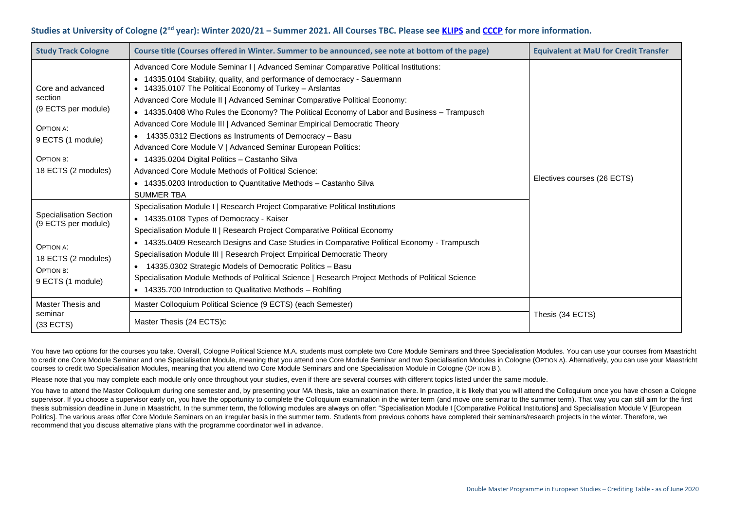## Studies at University of Cologne (2nd year): Winter 2020/21 – Summer 2021. All Courses TBC. Please see KLIPS and CCCP for more information.

| Study Track Cologne | Course title (Courses offered in Winter. Summer to be announced, see note at bottom of the page) | Equivalent at MaU for Credit Transfer |
|---|---|---|
| Core and advanced section<br>(9 ECTS per module)<br><br>OPTION A:<br>9 ECTS (1 module)<br><br>OPTION B:<br>18 ECTS (2 modules) | Advanced Core Module Seminar I \| Advanced Seminar Comparative Political Institutions:<br>• 14335.0104 Stability, quality, and performance of democracy - Sauermann<br>• 14335.0107 The Political Economy of Turkey – Arslantas<br>Advanced Core Module II \| Advanced Seminar Comparative Political Economy:<br>• 14335.0408 Who Rules the Economy? The Political Economy of Labor and Business – Trampusch<br>Advanced Core Module III \| Advanced Seminar Empirical Democratic Theory<br>• 14335.0312 Elections as Instruments of Democracy – Basu<br>Advanced Core Module V \| Advanced Seminar European Politics:<br>• 14335.0204 Digital Politics – Castanho Silva<br>Advanced Core Module Methods of Political Science:<br>• 14335.0203 Introduction to Quantitative Methods – Castanho Silva<br>SUMMER TBA | Electives courses (26 ECTS) |
| Specialisation Section<br>(9 ECTS per module)<br><br>OPTION A:<br>18 ECTS (2 modules)<br>OPTION B:<br>9 ECTS (1 module) | Specialisation Module I \| Research Project Comparative Political Institutions<br>• 14335.0108 Types of Democracy - Kaiser<br>Specialisation Module II \| Research Project Comparative Political Economy<br>• 14335.0409 Research Designs and Case Studies in Comparative Political Economy - Trampusch<br>Specialisation Module III \| Research Project Empirical Democratic Theory<br>• 14335.0302 Strategic Models of Democratic Politics – Basu<br>Specialisation Module Methods of Political Science \| Research Project Methods of Political Science<br>• 14335.700 Introduction to Qualitative Methods – Rohlfing | |
| Master Thesis and seminar<br>(33 ECTS) | Master Colloquium Political Science (9 ECTS) (each Semester) | Thesis (34 ECTS) |
| | Master Thesis (24 ECTS)c | |

You have two options for the courses you take. Overall, Cologne Political Science M.A. students must complete two Core Module Seminars and three Specialisation Modules. You can use your courses from Maastricht to credit one Core Module Seminar and one Specialisation Module, meaning that you attend one Core Module Seminar and two Specialisation Modules in Cologne (OPTION A). Alternatively, you can use your Maastricht courses to credit two Specialisation Modules, meaning that you attend two Core Module Seminars and one Specialisation Module in Cologne (OPTION B ).

Please note that you may complete each module only once throughout your studies, even if there are several courses with different topics listed under the same module.

You have to attend the Master Colloquium during one semester and, by presenting your MA thesis, take an examination there. In practice, it is likely that you will attend the Colloquium once you have chosen a Cologne supervisor. If you choose a supervisor early on, you have the opportunity to complete the Colloquium examination in the winter term (and move one seminar to the summer term). That way you can still aim for the first thesis submission deadline in June in Maastricht. In the summer term, the following modules are always on offer: "Specialisation Module I [Comparative Political Institutions] and Specialisation Module V [European Politics]. The various areas offer Core Module Seminars on an irregular basis in the summer term. Students from previous cohorts have completed their seminars/research projects in the winter. Therefore, we recommend that you discuss alternative plans with the programme coordinator well in advance.